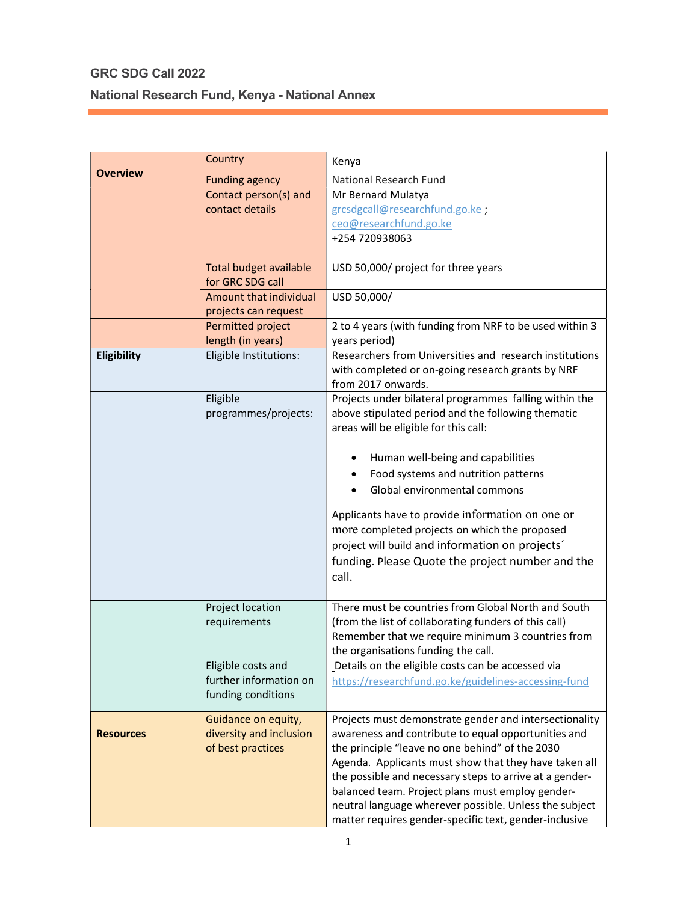## GRC SDG Call 2022

## National Research Fund, Kenya - National Annex

| | | |
|---|---|---|
| **Overview** | Country | Kenya |
| | Funding agency | National Research Fund |
| | Contact person(s) and contact details | Mr Bernard Mulatya<br>grcsdgcall@researchfund.go.ke ;<br>ceo@researchfund.go.ke<br>+254 720938063 |
| | Total budget available for GRC SDG call | USD 50,000/ project for three years |
| | Amount that individual projects can request | USD 50,000/ |
| | Permitted project length (in years) | 2 to 4 years (with funding from NRF to be used within 3 years period) |
| **Eligibility** | Eligible Institutions: | Researchers from Universities and research institutions with completed or on-going research grants by NRF from 2017 onwards. |
| | Eligible programmes/projects: | Projects under bilateral programmes falling within the above stipulated period and the following thematic areas will be eligible for this call:<br><br>• Human well-being and capabilities<br>• Food systems and nutrition patterns<br>• Global environmental commons<br><br>Applicants have to provide information on one or more completed projects on which the proposed project will build and information on projects´ funding. Please Quote the project number and the call. |
| | Project location requirements | There must be countries from Global North and South (from the list of collaborating funders of this call) Remember that we require minimum 3 countries from the organisations funding the call. |
| | Eligible costs and further information on funding conditions | Details on the eligible costs can be accessed via https://researchfund.go.ke/guidelines-accessing-fund |
| **Resources** | Guidance on equity, diversity and inclusion of best practices | Projects must demonstrate gender and intersectionality awareness and contribute to equal opportunities and the principle "leave no one behind" of the 2030 Agenda. Applicants must show that they have taken all the possible and necessary steps to arrive at a gender-balanced team. Project plans must employ gender-neutral language wherever possible. Unless the subject matter requires gender-specific text, gender-inclusive |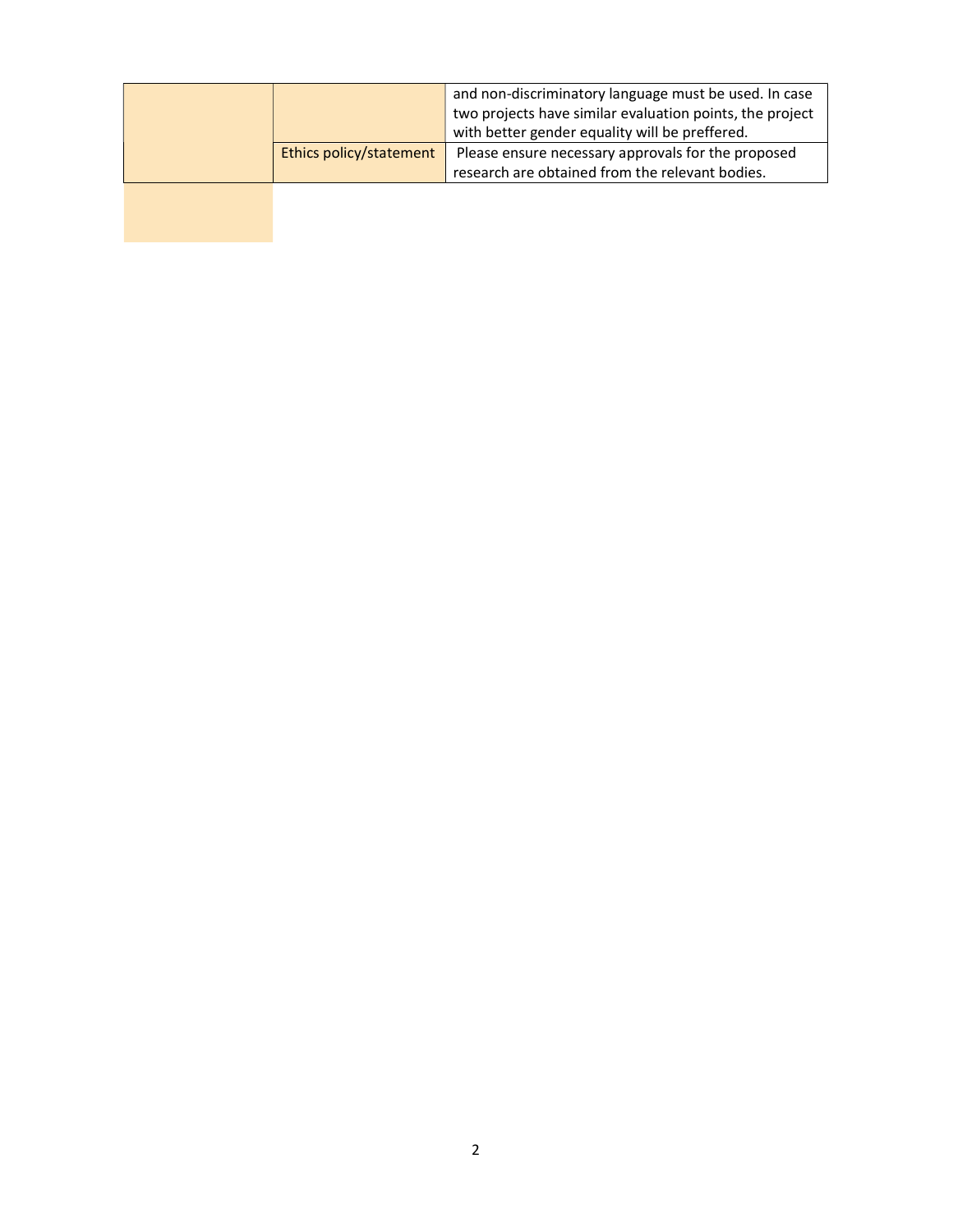| | | |
|---|---|---|
| | | and non-discriminatory language must be used. In case two projects have similar evaluation points, the project with better gender equality will be preffered. |
| | Ethics policy/statement | Please ensure necessary approvals for the proposed research are obtained from the relevant bodies. |